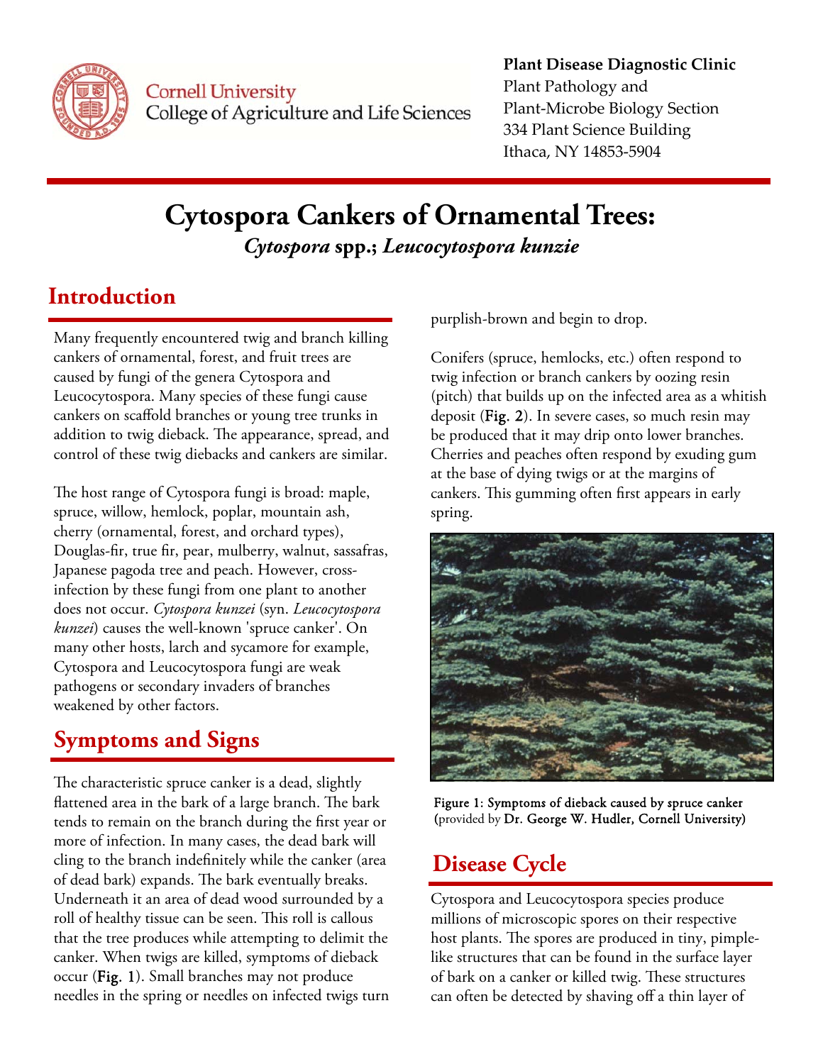**Plant Disease Diagnostic Clinic**
Plant Pathology and
Plant-Microbe Biology Section
334 Plant Science Building
Ithaca, NY 14853-5904

# Cytospora Cankers of Ornamental Trees:

### *Cytospora* spp.; *Leucocytospora kunzie*

## Introduction

Many frequently encountered twig and branch killing cankers of ornamental, forest, and fruit trees are caused by fungi of the genera Cytospora and Leucocytospora. Many species of these fungi cause cankers on scaffold branches or young tree trunks in addition to twig dieback. The appearance, spread, and control of these twig diebacks and cankers are similar.

The host range of Cytospora fungi is broad: maple, spruce, willow, hemlock, poplar, mountain ash, cherry (ornamental, forest, and orchard types), Douglas-fir, true fir, pear, mulberry, walnut, sassafras, Japanese pagoda tree and peach. However, cross-infection by these fungi from one plant to another does not occur. *Cytospora kunzei* (syn. *Leucocytospora kunzei*) causes the well-known 'spruce canker'. On many other hosts, larch and sycamore for example, Cytospora and Leucocytospora fungi are weak pathogens or secondary invaders of branches weakened by other factors.

## Symptoms and Signs

The characteristic spruce canker is a dead, slightly flattened area in the bark of a large branch. The bark tends to remain on the branch during the first year or more of infection. In many cases, the dead bark will cling to the branch indefinitely while the canker (area of dead bark) expands. The bark eventually breaks. Underneath it an area of dead wood surrounded by a roll of healthy tissue can be seen. This roll is callous that the tree produces while attempting to delimit the canker. When twigs are killed, symptoms of dieback occur (**Fig. 1**). Small branches may not produce needles in the spring or needles on infected twigs turn purplish-brown and begin to drop.

Conifers (spruce, hemlocks, etc.) often respond to twig infection or branch cankers by oozing resin (pitch) that builds up on the infected area as a whitish deposit (**Fig. 2**). In severe cases, so much resin may be produced that it may drip onto lower branches. Cherries and peaches often respond by exuding gum at the base of dying twigs or at the margins of cankers. This gumming often first appears in early spring.

**Figure 1: Symptoms of dieback caused by spruce canker** (provided by **Dr. George W. Hudler, Cornell University)**

## Disease Cycle

Cytospora and Leucocytospora species produce millions of microscopic spores on their respective host plants. The spores are produced in tiny, pimple-like structures that can be found in the surface layer of bark on a canker or killed twig. These structures can often be detected by shaving off a thin layer of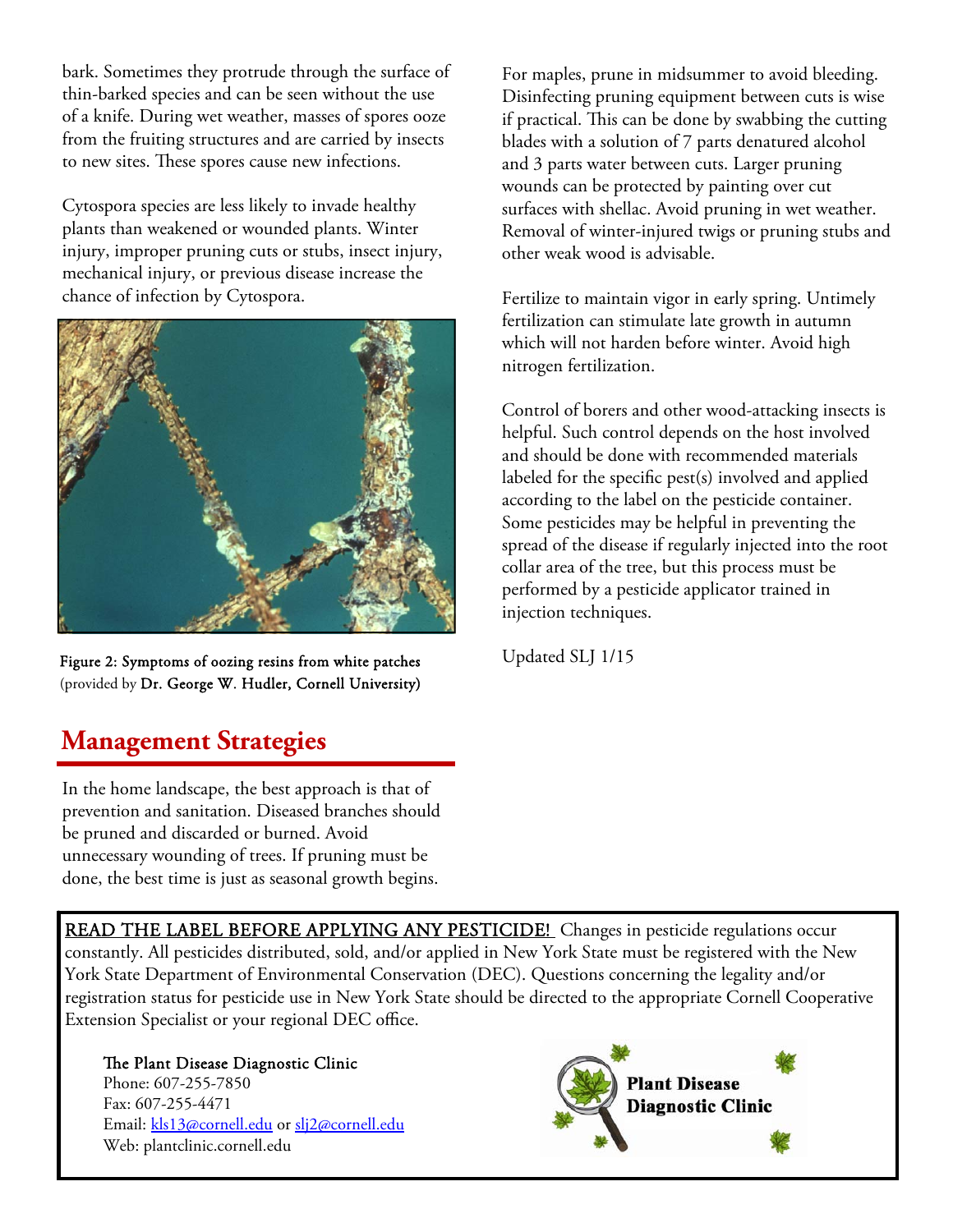bark. Sometimes they protrude through the surface of thin-barked species and can be seen without the use of a knife. During wet weather, masses of spores ooze from the fruiting structures and are carried by insects to new sites. These spores cause new infections.

Cytospora species are less likely to invade healthy plants than weakened or wounded plants. Winter injury, improper pruning cuts or stubs, insect injury, mechanical injury, or previous disease increase the chance of infection by Cytospora.

Figure 2: Symptoms of oozing resins from white patches (provided by Dr. George W. Hudler, Cornell University)

## Management Strategies

In the home landscape, the best approach is that of prevention and sanitation. Diseased branches should be pruned and discarded or burned. Avoid unnecessary wounding of trees. If pruning must be done, the best time is just as seasonal growth begins.

For maples, prune in midsummer to avoid bleeding. Disinfecting pruning equipment between cuts is wise if practical. This can be done by swabbing the cutting blades with a solution of 7 parts denatured alcohol and 3 parts water between cuts. Larger pruning wounds can be protected by painting over cut surfaces with shellac. Avoid pruning in wet weather. Removal of winter-injured twigs or pruning stubs and other weak wood is advisable.

Fertilize to maintain vigor in early spring. Untimely fertilization can stimulate late growth in autumn which will not harden before winter. Avoid high nitrogen fertilization.

Control of borers and other wood-attacking insects is helpful. Such control depends on the host involved and should be done with recommended materials labeled for the specific pest(s) involved and applied according to the label on the pesticide container. Some pesticides may be helpful in preventing the spread of the disease if regularly injected into the root collar area of the tree, but this process must be performed by a pesticide applicator trained in injection techniques.

Updated SLJ 1/15

READ THE LABEL BEFORE APPLYING ANY PESTICIDE! Changes in pesticide regulations occur constantly. All pesticides distributed, sold, and/or applied in New York State must be registered with the New York State Department of Environmental Conservation (DEC). Questions concerning the legality and/or registration status for pesticide use in New York State should be directed to the appropriate Cornell Cooperative Extension Specialist or your regional DEC office.

The Plant Disease Diagnostic Clinic
Phone: 607-255-7850
Fax: 607-255-4471
Email: kls13@cornell.edu or slj2@cornell.edu
Web: plantclinic.cornell.edu

Plant Disease Diagnostic Clinic